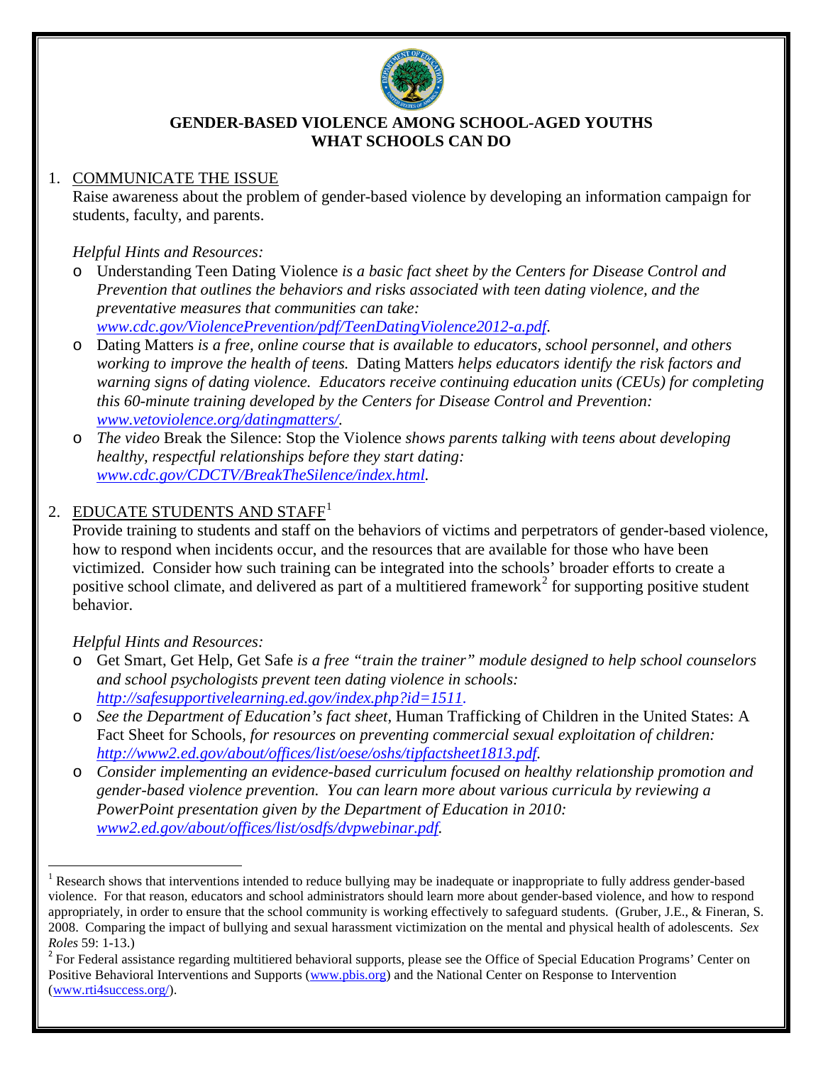# GENDER-BASED VIOLENCE AMONG SCHOOL-AGED YOUTHS
# WHAT SCHOOLS CAN DO

1. COMMUNICATE THE ISSUE

   Raise awareness about the problem of gender-based violence by developing an information campaign for students, faculty, and parents.

   *Helpful Hints and Resources:*

   - Understanding Teen Dating Violence *is a basic fact sheet by the Centers for Disease Control and Prevention that outlines the behaviors and risks associated with teen dating violence, and the preventative measures that communities can take: www.cdc.gov/ViolencePrevention/pdf/TeenDatingViolence2012-a.pdf.*
   - Dating Matters *is a free, online course that is available to educators, school personnel, and others working to improve the health of teens.* Dating Matters *helps educators identify the risk factors and warning signs of dating violence. Educators receive continuing education units (CEUs) for completing this 60-minute training developed by the Centers for Disease Control and Prevention: www.vetoviolence.org/datingmatters/.*
   - *The video* Break the Silence: Stop the Violence *shows parents talking with teens about developing healthy, respectful relationships before they start dating: www.cdc.gov/CDCTV/BreakTheSilence/index.html.*

2. EDUCATE STUDENTS AND STAFF[1]

   Provide training to students and staff on the behaviors of victims and perpetrators of gender-based violence, how to respond when incidents occur, and the resources that are available for those who have been victimized. Consider how such training can be integrated into the schools' broader efforts to create a positive school climate, and delivered as part of a multitiered framework[2] for supporting positive student behavior.

   *Helpful Hints and Resources:*

   - Get Smart, Get Help, Get Safe *is a free "train the trainer" module designed to help school counselors and school psychologists prevent teen dating violence in schools: http://safesupportivelearning.ed.gov/index.php?id=1511.*
   - *See the Department of Education's fact sheet,* Human Trafficking of Children in the United States: A Fact Sheet for Schools, *for resources on preventing commercial sexual exploitation of children: http://www2.ed.gov/about/offices/list/oese/oshs/tipfactsheet1813.pdf.*
   - *Consider implementing an evidence-based curriculum focused on healthy relationship promotion and gender-based violence prevention. You can learn more about various curricula by reviewing a PowerPoint presentation given by the Department of Education in 2010: www2.ed.gov/about/offices/list/osdfs/dvpwebinar.pdf.*

---

[1] Research shows that interventions intended to reduce bullying may be inadequate or inappropriate to fully address gender-based violence. For that reason, educators and school administrators should learn more about gender-based violence, and how to respond appropriately, in order to ensure that the school community is working effectively to safeguard students. (Gruber, J.E., & Fineran, S. 2008. Comparing the impact of bullying and sexual harassment victimization on the mental and physical health of adolescents. *Sex Roles* 59: 1-13.)

[2] For Federal assistance regarding multitiered behavioral supports, please see the Office of Special Education Programs' Center on Positive Behavioral Interventions and Supports (www.pbis.org) and the National Center on Response to Intervention (www.rti4success.org/).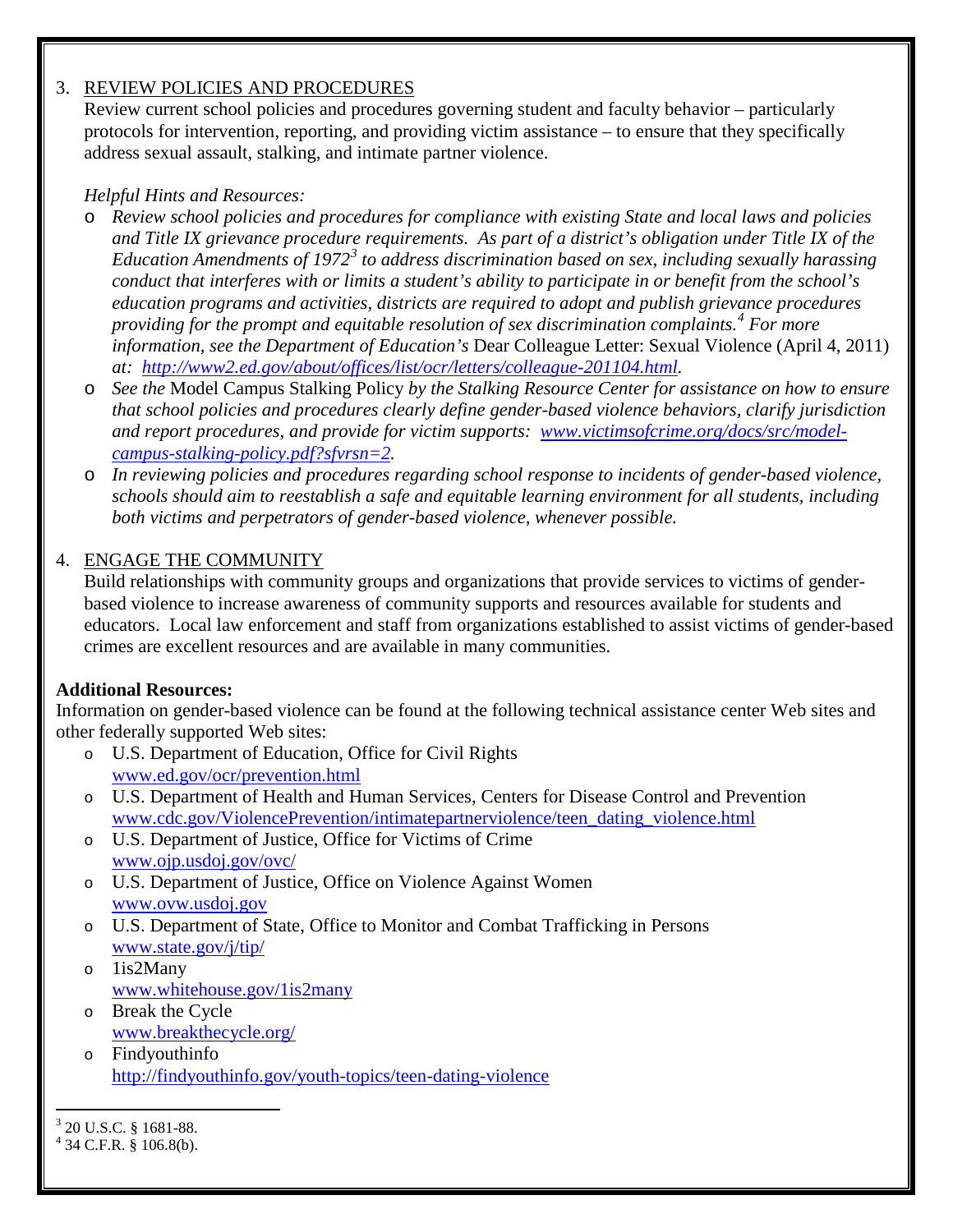3. <u>REVIEW POLICIES AND PROCEDURES</u>
   Review current school policies and procedures governing student and faculty behavior – particularly protocols for intervention, reporting, and providing victim assistance – to ensure that they specifically address sexual assault, stalking, and intimate partner violence.

   *Helpful Hints and Resources:*

   - *Review school policies and procedures for compliance with existing State and local laws and policies and Title IX grievance procedure requirements. As part of a district's obligation under Title IX of the Education Amendments of 1972*[3] *to address discrimination based on sex, including sexually harassing conduct that interferes with or limits a student's ability to participate in or benefit from the school's education programs and activities, districts are required to adopt and publish grievance procedures providing for the prompt and equitable resolution of sex discrimination complaints.*[4] *For more information, see the Department of Education's* Dear Colleague Letter: Sexual Violence (April 4, 2011) *at: [http://www2.ed.gov/about/offices/list/ocr/letters/colleague-201104.html](http://www2.ed.gov/about/offices/list/ocr/letters/colleague-201104.html).*
   - *See the* Model Campus Stalking Policy *by the Stalking Resource Center for assistance on how to ensure that school policies and procedures clearly define gender-based violence behaviors, clarify jurisdiction and report procedures, and provide for victim supports: [www.victimsofcrime.org/docs/src/model-campus-stalking-policy.pdf?sfvrsn=2](www.victimsofcrime.org/docs/src/model-campus-stalking-policy.pdf?sfvrsn=2).*
   - *In reviewing policies and procedures regarding school response to incidents of gender-based violence, schools should aim to reestablish a safe and equitable learning environment for all students, including both victims and perpetrators of gender-based violence, whenever possible.*

4. <u>ENGAGE THE COMMUNITY</u>
   Build relationships with community groups and organizations that provide services to victims of gender-based violence to increase awareness of community supports and resources available for students and educators. Local law enforcement and staff from organizations established to assist victims of gender-based crimes are excellent resources and are available in many communities.

**Additional Resources:**

Information on gender-based violence can be found at the following technical assistance center Web sites and other federally supported Web sites:

- U.S. Department of Education, Office for Civil Rights
  [www.ed.gov/ocr/prevention.html](www.ed.gov/ocr/prevention.html)
- U.S. Department of Health and Human Services, Centers for Disease Control and Prevention
  [www.cdc.gov/ViolencePrevention/intimatepartnerviolence/teen_dating_violence.html](www.cdc.gov/ViolencePrevention/intimatepartnerviolence/teen_dating_violence.html)
- U.S. Department of Justice, Office for Victims of Crime
  [www.ojp.usdoj.gov/ovc/](www.ojp.usdoj.gov/ovc/)
- U.S. Department of Justice, Office on Violence Against Women
  [www.ovw.usdoj.gov](www.ovw.usdoj.gov)
- U.S. Department of State, Office to Monitor and Combat Trafficking in Persons
  [www.state.gov/j/tip/](www.state.gov/j/tip/)
- 1is2Many
  [www.whitehouse.gov/1is2many](www.whitehouse.gov/1is2many)
- Break the Cycle
  [www.breakthecycle.org/](www.breakthecycle.org/)
- Findyouthinfo
  [http://findyouthinfo.gov/youth-topics/teen-dating-violence](http://findyouthinfo.gov/youth-topics/teen-dating-violence)

---

[3] 20 U.S.C. § 1681-88.

[4] 34 C.F.R. § 106.8(b).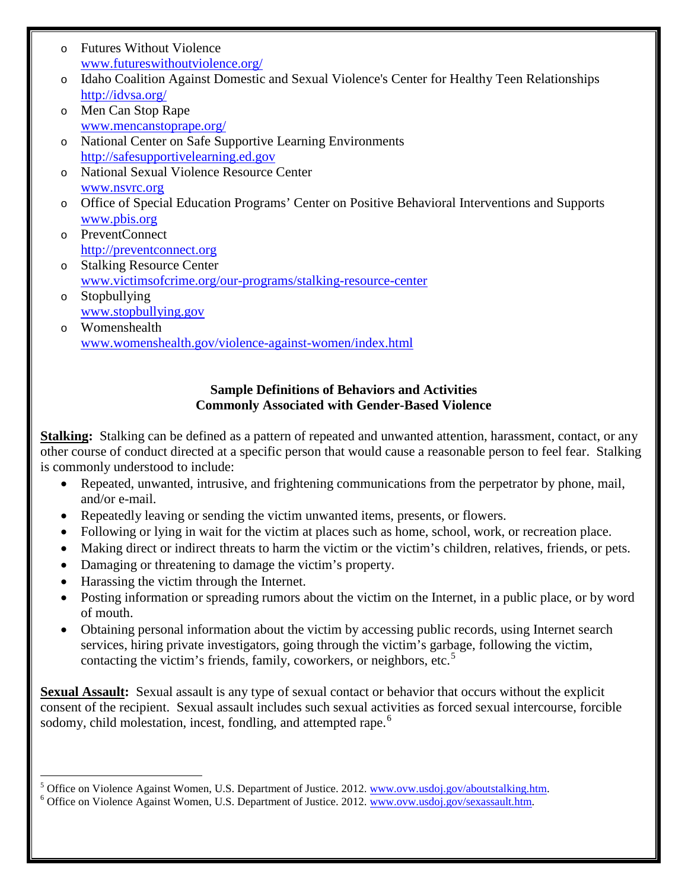- Futures Without Violence
  www.futureswithoutviolence.org/
- Idaho Coalition Against Domestic and Sexual Violence's Center for Healthy Teen Relationships
  http://idvsa.org/
- Men Can Stop Rape
  www.mencanstoprape.org/
- National Center on Safe Supportive Learning Environments
  http://safesupportivelearning.ed.gov
- National Sexual Violence Resource Center
  www.nsvrc.org
- Office of Special Education Programs' Center on Positive Behavioral Interventions and Supports
  www.pbis.org
- PreventConnect
  http://preventconnect.org
- Stalking Resource Center
  www.victimsofcrime.org/our-programs/stalking-resource-center
- Stopbullying
  www.stopbullying.gov
- Womenshealth
  www.womenshealth.gov/violence-against-women/index.html

**Sample Definitions of Behaviors and Activities**
**Commonly Associated with Gender-Based Violence**

**Stalking:** Stalking can be defined as a pattern of repeated and unwanted attention, harassment, contact, or any other course of conduct directed at a specific person that would cause a reasonable person to feel fear. Stalking is commonly understood to include:

- Repeated, unwanted, intrusive, and frightening communications from the perpetrator by phone, mail, and/or e-mail.
- Repeatedly leaving or sending the victim unwanted items, presents, or flowers.
- Following or lying in wait for the victim at places such as home, school, work, or recreation place.
- Making direct or indirect threats to harm the victim or the victim's children, relatives, friends, or pets.
- Damaging or threatening to damage the victim's property.
- Harassing the victim through the Internet.
- Posting information or spreading rumors about the victim on the Internet, in a public place, or by word of mouth.
- Obtaining personal information about the victim by accessing public records, using Internet search services, hiring private investigators, going through the victim's garbage, following the victim, contacting the victim's friends, family, coworkers, or neighbors, etc.[5]

**Sexual Assault:** Sexual assault is any type of sexual contact or behavior that occurs without the explicit consent of the recipient. Sexual assault includes such sexual activities as forced sexual intercourse, forcible sodomy, child molestation, incest, fondling, and attempted rape.[6]

---

[5] Office on Violence Against Women, U.S. Department of Justice. 2012. www.ovw.usdoj.gov/aboutstalking.htm.

[6] Office on Violence Against Women, U.S. Department of Justice. 2012. www.ovw.usdoj.gov/sexassault.htm.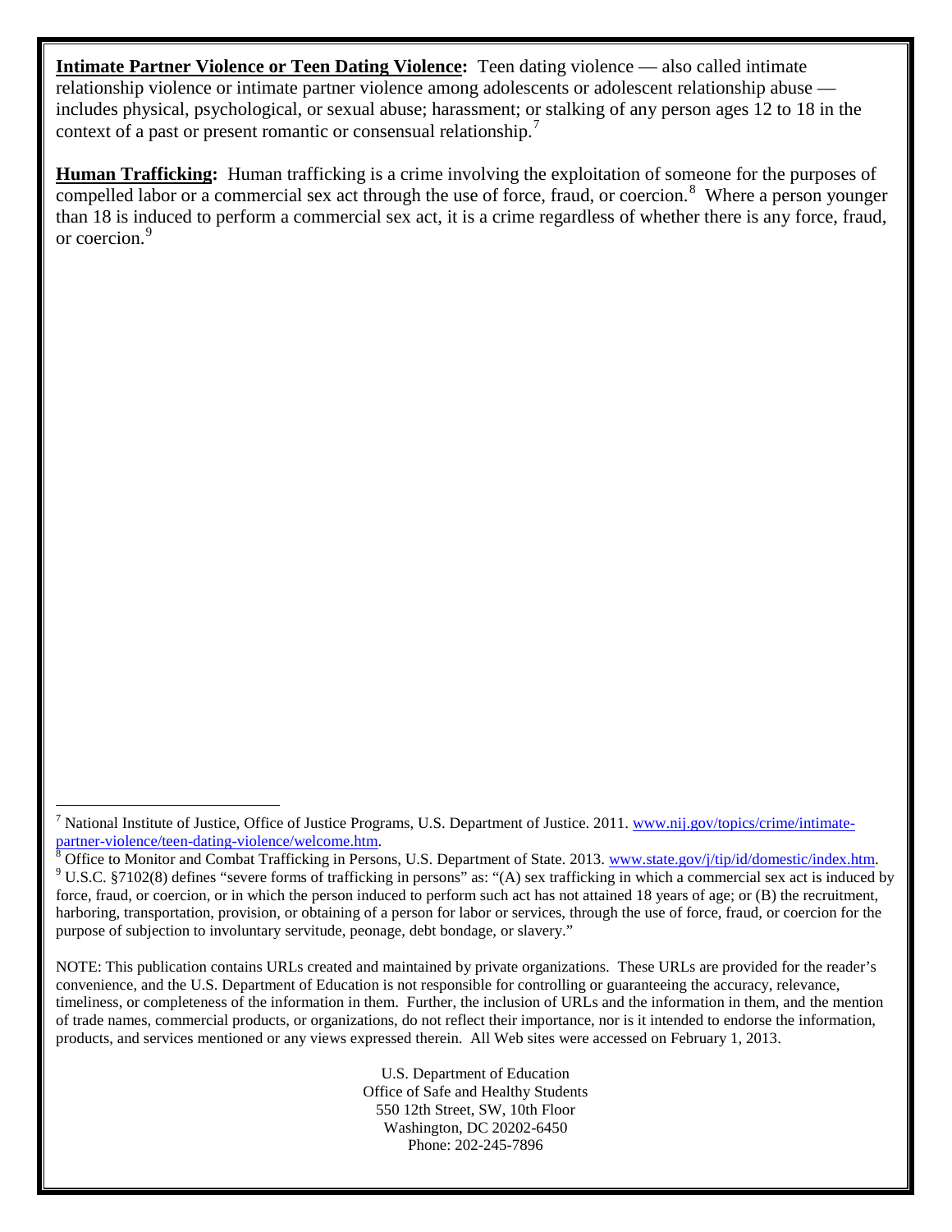**Intimate Partner Violence or Teen Dating Violence:** Teen dating violence — also called intimate relationship violence or intimate partner violence among adolescents or adolescent relationship abuse — includes physical, psychological, or sexual abuse; harassment; or stalking of any person ages 12 to 18 in the context of a past or present romantic or consensual relationship.[7]

**Human Trafficking:** Human trafficking is a crime involving the exploitation of someone for the purposes of compelled labor or a commercial sex act through the use of force, fraud, or coercion.[8] Where a person younger than 18 is induced to perform a commercial sex act, it is a crime regardless of whether there is any force, fraud, or coercion.[9]

---

[7] National Institute of Justice, Office of Justice Programs, U.S. Department of Justice. 2011. www.nij.gov/topics/crime/intimate-partner-violence/teen-dating-violence/welcome.htm.

[8] Office to Monitor and Combat Trafficking in Persons, U.S. Department of State. 2013. www.state.gov/j/tip/id/domestic/index.htm.

[9] U.S.C. §7102(8) defines "severe forms of trafficking in persons" as: "(A) sex trafficking in which a commercial sex act is induced by force, fraud, or coercion, or in which the person induced to perform such act has not attained 18 years of age; or (B) the recruitment, harboring, transportation, provision, or obtaining of a person for labor or services, through the use of force, fraud, or coercion for the purpose of subjection to involuntary servitude, peonage, debt bondage, or slavery."

NOTE: This publication contains URLs created and maintained by private organizations. These URLs are provided for the reader's convenience, and the U.S. Department of Education is not responsible for controlling or guaranteeing the accuracy, relevance, timeliness, or completeness of the information in them. Further, the inclusion of URLs and the information in them, and the mention of trade names, commercial products, or organizations, do not reflect their importance, nor is it intended to endorse the information, products, and services mentioned or any views expressed therein. All Web sites were accessed on February 1, 2013.

U.S. Department of Education
Office of Safe and Healthy Students
550 12th Street, SW, 10th Floor
Washington, DC 20202-6450
Phone: 202-245-7896